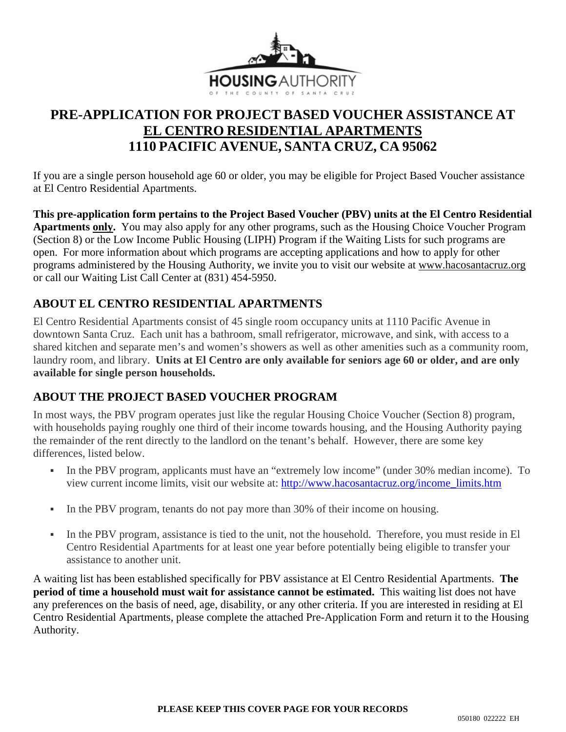HOUSING AUTHORITY OF THE COUNTY OF SANTA CRUZ

# PRE-APPLICATION FOR PROJECT BASED VOUCHER ASSISTANCE AT EL CENTRO RESIDENTIAL APARTMENTS 1110 PACIFIC AVENUE, SANTA CRUZ, CA 95062

If you are a single person household age 60 or older, you may be eligible for Project Based Voucher assistance at El Centro Residential Apartments.

**This pre-application form pertains to the Project Based Voucher (PBV) units at the El Centro Residential Apartments only.** You may also apply for any other programs, such as the Housing Choice Voucher Program (Section 8) or the Low Income Public Housing (LIPH) Program if the Waiting Lists for such programs are open. For more information about which programs are accepting applications and how to apply for other programs administered by the Housing Authority, we invite you to visit our website at www.hacosantacruz.org or call our Waiting List Call Center at (831) 454-5950.

## ABOUT EL CENTRO RESIDENTIAL APARTMENTS

El Centro Residential Apartments consist of 45 single room occupancy units at 1110 Pacific Avenue in downtown Santa Cruz. Each unit has a bathroom, small refrigerator, microwave, and sink, with access to a shared kitchen and separate men's and women's showers as well as other amenities such as a community room, laundry room, and library. **Units at El Centro are only available for seniors age 60 or older, and are only available for single person households.**

## ABOUT THE PROJECT BASED VOUCHER PROGRAM

In most ways, the PBV program operates just like the regular Housing Choice Voucher (Section 8) program, with households paying roughly one third of their income towards housing, and the Housing Authority paying the remainder of the rent directly to the landlord on the tenant's behalf. However, there are some key differences, listed below.

- In the PBV program, applicants must have an "extremely low income" (under 30% median income). To view current income limits, visit our website at: http://www.hacosantacruz.org/income_limits.htm
- In the PBV program, tenants do not pay more than 30% of their income on housing.
- In the PBV program, assistance is tied to the unit, not the household. Therefore, you must reside in El Centro Residential Apartments for at least one year before potentially being eligible to transfer your assistance to another unit.

A waiting list has been established specifically for PBV assistance at El Centro Residential Apartments. **The period of time a household must wait for assistance cannot be estimated.** This waiting list does not have any preferences on the basis of need, age, disability, or any other criteria. If you are interested in residing at El Centro Residential Apartments, please complete the attached Pre-Application Form and return it to the Housing Authority.

**PLEASE KEEP THIS COVER PAGE FOR YOUR RECORDS**

050180 022222 EH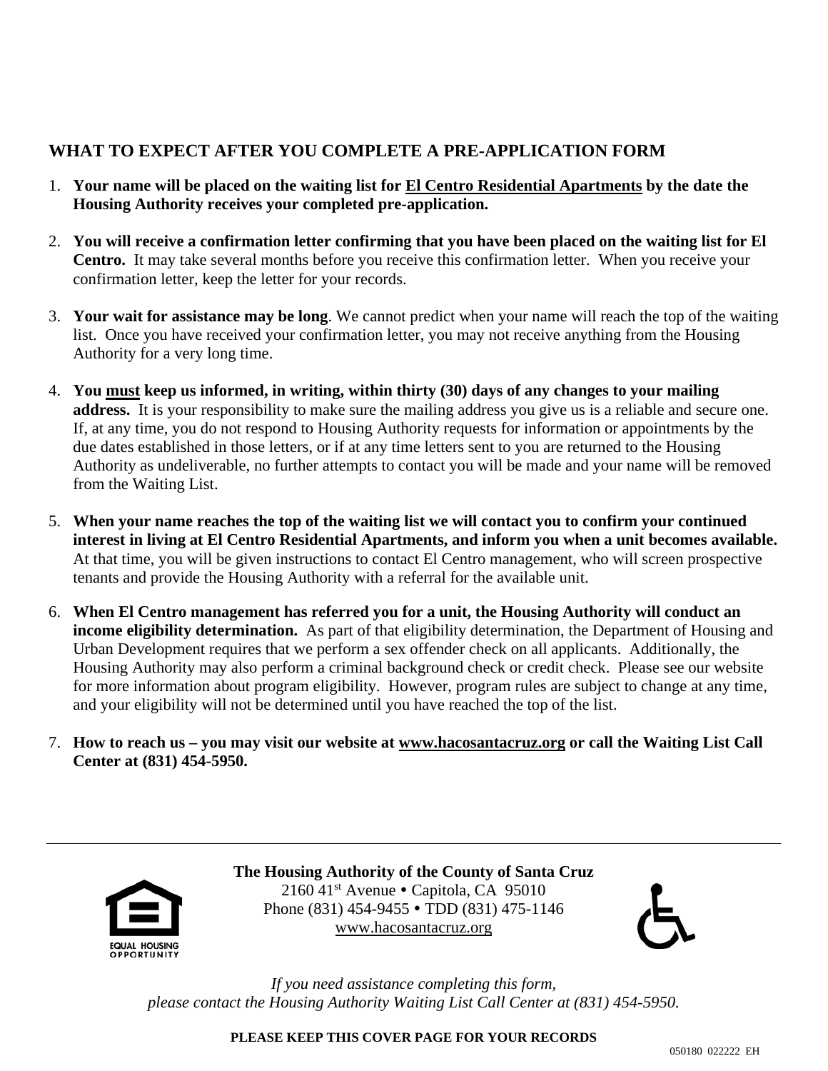## WHAT TO EXPECT AFTER YOU COMPLETE A PRE-APPLICATION FORM

1. **Your name will be placed on the waiting list for El Centro Residential Apartments by the date the Housing Authority receives your completed pre-application.**

2. **You will receive a confirmation letter confirming that you have been placed on the waiting list for El Centro.** It may take several months before you receive this confirmation letter. When you receive your confirmation letter, keep the letter for your records.

3. **Your wait for assistance may be long**. We cannot predict when your name will reach the top of the waiting list. Once you have received your confirmation letter, you may not receive anything from the Housing Authority for a very long time.

4. **You must keep us informed, in writing, within thirty (30) days of any changes to your mailing address.** It is your responsibility to make sure the mailing address you give us is a reliable and secure one. If, at any time, you do not respond to Housing Authority requests for information or appointments by the due dates established in those letters, or if at any time letters sent to you are returned to the Housing Authority as undeliverable, no further attempts to contact you will be made and your name will be removed from the Waiting List.

5. **When your name reaches the top of the waiting list we will contact you to confirm your continued interest in living at El Centro Residential Apartments, and inform you when a unit becomes available.** At that time, you will be given instructions to contact El Centro management, who will screen prospective tenants and provide the Housing Authority with a referral for the available unit.

6. **When El Centro management has referred you for a unit, the Housing Authority will conduct an income eligibility determination.** As part of that eligibility determination, the Department of Housing and Urban Development requires that we perform a sex offender check on all applicants. Additionally, the Housing Authority may also perform a criminal background check or credit check. Please see our website for more information about program eligibility. However, program rules are subject to change at any time, and your eligibility will not be determined until you have reached the top of the list.

7. **How to reach us – you may visit our website at www.hacosantacruz.org or call the Waiting List Call Center at (831) 454-5950.**

---

**The Housing Authority of the County of Santa Cruz**
2160 41st Avenue • Capitola, CA 95010
Phone (831) 454-9455 • TDD (831) 475-1146
www.hacosantacruz.org

*If you need assistance completing this form, please contact the Housing Authority Waiting List Call Center at (831) 454-5950.*

**PLEASE KEEP THIS COVER PAGE FOR YOUR RECORDS**

050180 022222 EH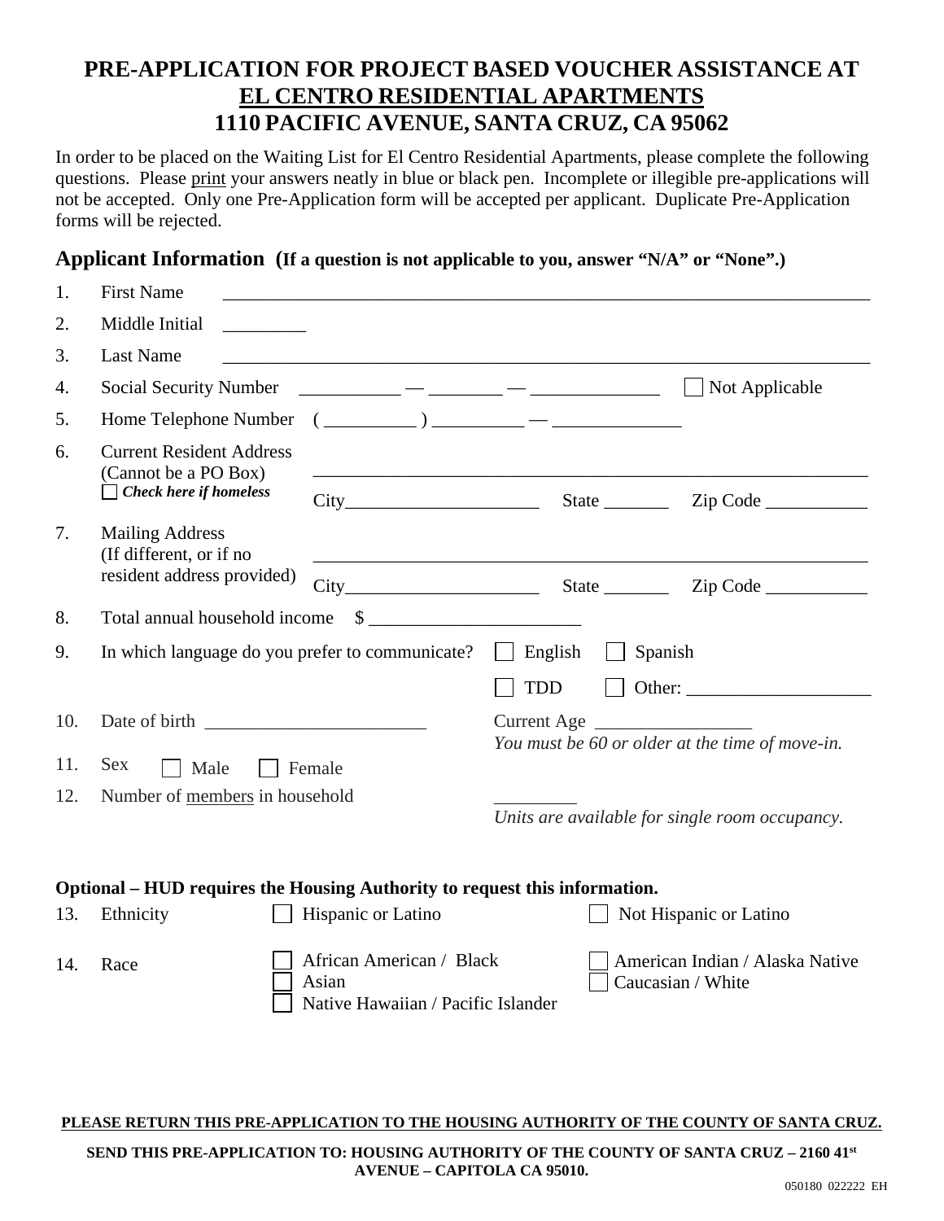# PRE-APPLICATION FOR PROJECT BASED VOUCHER ASSISTANCE AT <u>EL CENTRO RESIDENTIAL APARTMENTS</u> 1110 PACIFIC AVENUE, SANTA CRUZ, CA 95062

In order to be placed on the Waiting List for El Centro Residential Apartments, please complete the following questions. Please <u>print</u> your answers neatly in blue or black pen. Incomplete or illegible pre-applications will not be accepted. Only one Pre-Application form will be accepted per applicant. Duplicate Pre-Application forms will be rejected.

## Applicant Information (If a question is not applicable to you, answer "N/A" or "None".)

1. First Name ______________________________________________

2. Middle Initial _________

3. Last Name ______________________________________________

4. Social Security Number ___________ — ________ — ______________ ☐ Not Applicable

5. Home Telephone Number ( __________ ) __________ — ______________

6. Current Resident Address (Cannot be a PO Box) ______________________________________________
   ☐ ***Check here if homeless***
   City______________________ State _______ Zip Code ___________

7. Mailing Address (If different, or if no resident address provided) ______________________________________________
   City______________________ State _______ Zip Code ___________

8. Total annual household income $ _______________________

9. In which language do you prefer to communicate? ☐ English ☐ Spanish ☐ TDD ☐ Other: ____________________

10. Date of birth ________________________ Current Age _________________
    *You must be 60 or older at the time of move-in.*

11. Sex ☐ Male ☐ Female

12. Number of <u>members</u> in household _________
    *Units are available for single room occupancy.*

**Optional – HUD requires the Housing Authority to request this information.**

13. Ethnicity ☐ Hispanic or Latino ☐ Not Hispanic or Latino

14. Race ☐ African American / Black ☐ American Indian / Alaska Native ☐ Asian ☐ Caucasian / White ☐ Native Hawaiian / Pacific Islander

**<u>PLEASE RETURN THIS PRE-APPLICATION TO THE HOUSING AUTHORITY OF THE COUNTY OF SANTA CRUZ.</u>**

**SEND THIS PRE-APPLICATION TO: HOUSING AUTHORITY OF THE COUNTY OF SANTA CRUZ – 2160 41st AVENUE – CAPITOLA CA 95010.**

050180 022222 EH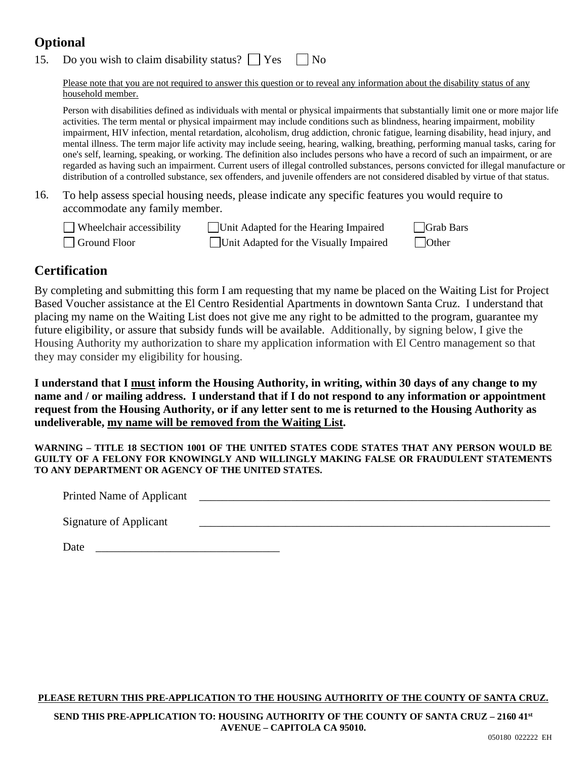## Optional

15. Do you wish to claim disability status? ☐ Yes ☐ No

    Please note that you are not required to answer this question or to reveal any information about the disability status of any household member.

    Person with disabilities defined as individuals with mental or physical impairments that substantially limit one or more major life activities. The term mental or physical impairment may include conditions such as blindness, hearing impairment, mobility impairment, HIV infection, mental retardation, alcoholism, drug addiction, chronic fatigue, learning disability, head injury, and mental illness. The term major life activity may include seeing, hearing, walking, breathing, performing manual tasks, caring for one's self, learning, speaking, or working. The definition also includes persons who have a record of such an impairment, or are regarded as having such an impairment. Current users of illegal controlled substances, persons convicted for illegal manufacture or distribution of a controlled substance, sex offenders, and juvenile offenders are not considered disabled by virtue of that status.

16. To help assess special housing needs, please indicate any specific features you would require to accommodate any family member.

    ☐ Wheelchair accessibility ☐ Unit Adapted for the Hearing Impaired ☐ Grab Bars
    ☐ Ground Floor ☐ Unit Adapted for the Visually Impaired ☐ Other

## Certification

By completing and submitting this form I am requesting that my name be placed on the Waiting List for Project Based Voucher assistance at the El Centro Residential Apartments in downtown Santa Cruz. I understand that placing my name on the Waiting List does not give me any right to be admitted to the program, guarantee my future eligibility, or assure that subsidy funds will be available. Additionally, by signing below, I give the Housing Authority my authorization to share my application information with El Centro management so that they may consider my eligibility for housing.

**I understand that I must inform the Housing Authority, in writing, within 30 days of any change to my name and / or mailing address. I understand that if I do not respond to any information or appointment request from the Housing Authority, or if any letter sent to me is returned to the Housing Authority as undeliverable, my name will be removed from the Waiting List.**

**WARNING – TITLE 18 SECTION 1001 OF THE UNITED STATES CODE STATES THAT ANY PERSON WOULD BE GUILTY OF A FELONY FOR KNOWINGLY AND WILLINGLY MAKING FALSE OR FRAUDULENT STATEMENTS TO ANY DEPARTMENT OR AGENCY OF THE UNITED STATES.**

Printed Name of Applicant ________________________________________________

Signature of Applicant ________________________________________________

Date ________________________________

**PLEASE RETURN THIS PRE-APPLICATION TO THE HOUSING AUTHORITY OF THE COUNTY OF SANTA CRUZ.**

**SEND THIS PRE-APPLICATION TO: HOUSING AUTHORITY OF THE COUNTY OF SANTA CRUZ – 2160 41st AVENUE – CAPITOLA CA 95010.**

050180 022222 EH